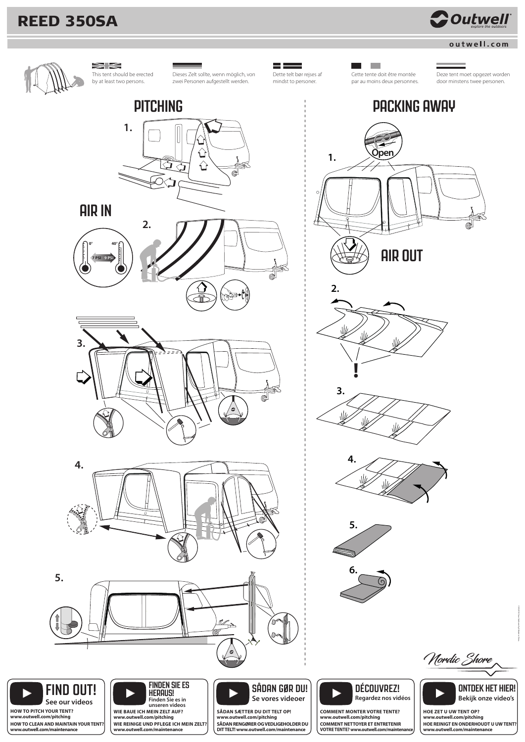# REED 350SA

Outwell
explore the outdoors

outwell.com

This tent should be erected by at least two persons.

Dieses Zelt sollte, wenn möglich, von zwei Personen aufgestellt werden.

Dette telt bør rejses af mindst to personer.

Cette tente doit être montée par au moins deux personnes.

Deze tent moet opgezet worden door minstens twee personen.

## PITCHING

1.

## AIR IN

2.

0° 40°

7 PSI 9 PSI

3.

4.

5.

## PACKING AWAY

1.

Open

## AIR OUT

2.

!

3.

4.

5.

6.

Nordic Shore

**FIND OUT!**
See our videos

**HOW TO PITCH YOUR TENT?**
**www.outwell.com/pitching**
**HOW TO CLEAN AND MAINTAIN YOUR TENT?**
**www.outwell.com/maintenance**

**FINDEN SIE ES HERAUS!**
Finden Sie es in unseren videos

**WIE BAUE ICH MEIN ZELT AUF?**
**www.outwell.com/pitching**
**WIE REINIGE UND PFLEGE ICH MEIN ZELT?**
**www.outwell.com/maintenance**

**SÅDAN GØR DU!**
Se vores videoer

**SÅDAN SÆTTER DU DIT TELT OP!**
**www.outwell.com/pitching**
**SÅDAN RENGØRER OG VEDLIGEHOLDER DU DIT TELT!** **www.outwell.com/maintenance**

**DÉCOUVREZ!**
Regardez nos vidéos

**COMMENT MONTER VOTRE TENTE?**
**www.outwell.com/pitching**
**COMMENT NETTOYER ET ENTRETENIR VOTRE TENTE?** **www.outwell.com/maintenance**

**ONTDEK HET HIER!**
Bekijk onze video's

**HOE ZET U UW TENT OP?**
**www.outwell.com/pitching**
**HOE REINIGT EN ONDERHOUDT U UW TENT?**
**www.outwell.com/maintenance**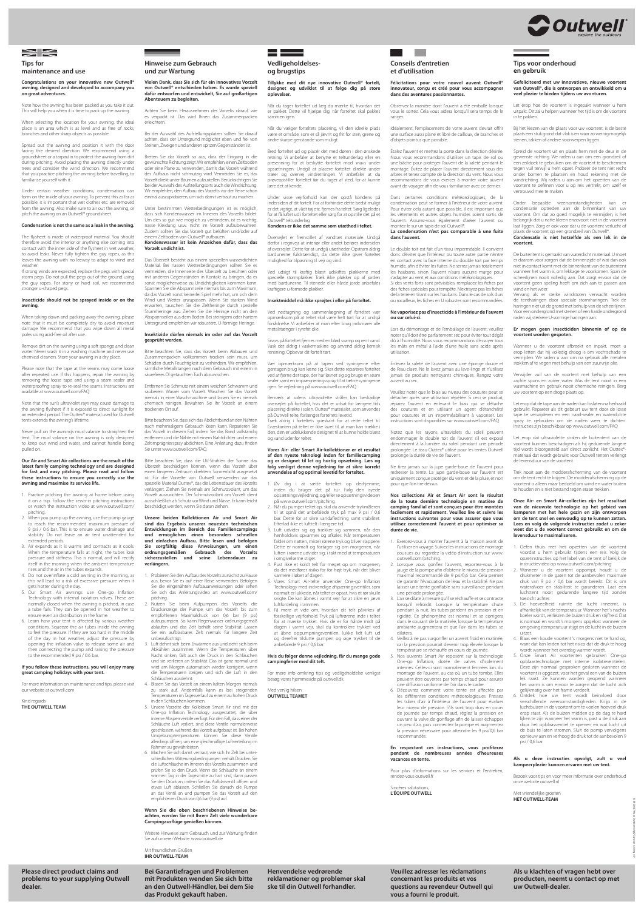## Tips for maintenance and use

**Congratulations on your innovative new Outwell® awning, designed and developed to accompany you on great adventures.**

Note how the awning has been packed as you take it out. This will help you when it is time to pack up the awning.

When selecting the location for your awning, the ideal place is an area which is as level and as free of rocks, branches and other sharp objects as possible.

Spread out the awning and position it with the door facing the desired direction. We recommend using a groundsheet or a tarpaulin to protect the awning from dirt during pitching. Avoid placing the awning directly under trees and consider the wind direction. We recommend that you practice pitching the awning before travelling, to familiarise yourself with it.

Under certain weather conditions, condensation can form on the inside of your awning. To prevent this as far as possible, it is important that wet clothes etc. are removed from the awning. Also make sure to air out the awning, or pitch the awning on an Outwell® groundsheet.

**Condensation is not the same as a leak in the awning.**

The flysheet is made of waterproof material. You should therefore avoid the interior or anything else coming into contact with the inner side of the flysheet in wet weather, to avoid leaks. Never fully tighten the guy ropes, as this leaves the awning with no leeway to adapt to wind and weather.

If strong winds are expected, replace the pegs with special storm pegs. Do not pull the pegs out of the ground using the guy ropes. For stony or hard soil, we recommend stronger u-shaped pegs.

**Insecticide should not be sprayed inside or on the awning.**

When taking down and packing away the awning, please note that it must be completely dry to avoid moisture damage. We recommend that you wipe down all metal poles using acid-free oil after use.

Remove dirt on the awning using a soft sponge and clean water. Never wash it in a washing machine and never use chemical cleaners. Store your awning in a dry place.

Please note that the tape at the seams may come loose after repeated use. If this happens, repair the awning by removing the loose tape and using a seam sealer and waterproofing spray to re-seal the seams. Instructions are available at www.outwell.com/FAQ

Note that the sun's ultraviolet rays may cause damage to the awning flysheet if it is exposed to direct sunlight for an extended period. The Outtex® material used for Outwell tents extends the awning's lifetime.

Never pull on the awning's mud valance to straighten the tent. The mud valance on the awning is only designed to keep out wind and water, and cannot handle being pulled on.

**Our Air and Smart Air collections are the result of the latest family camping technology and are designed for fast and easy pitching. Please read and follow these instructions to ensure you correctly use the awning and maximise its service life.**

1. Practice pitching the awning at home before using it on a trip. Follow the sewn-in pitching instructions or watch the instruction video at www.outwell.com/pitching.
2. When you pump up the awning, use the pump gauge to reach the recommended maximum pressure of 9 psi / 0.6 bar. This is to ensure water drainage and stability. Do not leave an air tent unattended for extended periods.
3. Air expands as it is warms and contracts as it cools. When the temperature falls at night, the tubes lose pressure and stiffness. This is normal, and will rectify itself in the morning when the ambient temperature rises and the air in the tubes expands.
4. Do not overinflate a cold awning in the morning, as this will lead to a risk of excessive pressure when it gets hotter during the day.
5. Our Smart Air awnings use One-go Inflation Technology with internal isolation valves. These are normally closed when the awning is pitched, in case a tube fails. They can be opened in hot weather to ensure even air distribution in the frame.
6. Learn how your tent is affected by various weather conditions. Squeeze the air tubes inside the awning to feel the pressure. If they are too hard in the middle of the day in hot weather, adjust the pressure by opening the inflation valve to release some air and then connecting the pump and raising the pressure to the recommended 9 psi / 0.6 bar.

**If you follow these instructions, you will enjoy many great camping holidays with your tent.**

For more information on maintenance and tips, please visit our website at outwell.com

Kind regards
**THE OUTWELL TEAM**

**Please direct product claims and problems to your supplying Outwell dealer.**

## Hinweise zum Gebrauch und zur Wartung

**Vielen Dank, dass Sie sich für ein innovatives Vorzelt von Outwell® entschieden haben. Es wurde speziell dafür entworfen und entwickelt, Sie auf großartigen Abenteuern zu begleiten.**

Achten Sie beim Herausnehmen des Vorzelts darauf, wie es verpackt ist. Das wird Ihnen das Zusammenpacken erleichtern.

Bei der Auswahl des Aufstellungsplatzes sollten Sie darauf achten, dass der Untergrund möglichst eben und frei von Steinen, Zweigen und anderen spitzen Gegenständen ist.

Breiten Sie das Vorzelt so aus, dass der Eingang in die gewünschte Richtung zeigt. Wir empfehlen, einen Zeltboden oder eine Plane zu verwenden, damit das Vorzelt während des Aufbaus nicht schmutzig wird. Vermeiden Sie es, das Vorzelt direkt unter Bäumen aufzustellen. Berücksichtigen Sie bei der Auswahl des Aufstellungsorts auch die Windrichtung. Wir empfehlen, den Aufbau des Vorzelts vor der Reise schon einmal auszuprobieren, um sich damit vertraut zu machen.

Unter bestimmten Wetterbedingungen ist es möglich, dass sich Kondenswasser im Inneren des Vorzelts bildet. Um dies so gut wie möglich zu verhindern, ist es wichtig, nasse Kleidung usw. nicht im Vorzelt aufzubewahren. Zudem sollten Sie das Vorzelt gut belüften und/oder auf einem Zeltboden von Outwell® aufbauen.
**Kondenswasser ist kein Anzeichen dafür, dass das Vorzelt undicht ist.**

Das Überzelt besteht aus einem speziellen wasserdichten Material. Bei nassen Wetterbedingungen sollten Sie es vermeiden, die Innenseite des Überzelts zu berühren oder mit anderen Gegenständen in Kontakt zu bringen, da es sonst möglicherweise zu Undichtigkeiten kommen kann. Spannen Sie die Abspannseile niemals bis zum Maximum, da das Vorzelt sonst keinerlei Spiel mehr hat, um sich dem Wind und Wetter anzupassen. Wenn Sie starken Wind erwarten, tauschen Sie die Zeltheringe durch spezielle Sturmheringe aus. Ziehen Sie die Heringe nicht an den Abspannseilen aus dem Boden. Bei steinigem oder hartem Untergrund empfehlen wir robustere, U-förmige Heringe.

**Insektizide dürfen niemals im oder auf das Vorzelt gesprüht werden.**

Bitte beachten Sie, dass das Vorzelt beim Abbauen und Zusammenpacken vollkommen trocken sein muss, um Schaden durch Feuchtigkeit zu verhindern. Wir empfehlen, sämtliche Metallstangen nach dem Gebrauch mit einem in säurefreies Öl getauchten Tuch abzuwischen.

Entfernen Sie Schmutz mit einem weichen Schwamm und sauberem Wasser vom Vorzelt. Waschen Sie das Vorzelt niemals in einer Waschmaschine und lassen Sie es niemals chemisch reinigen. Bewahren Sie Ihr Vorzelt an einem trockenen Ort auf.

Bitte beachten Sie, dass sich das Abdichtband an den Nähten nach mehrmaligem Gebrauch lösen kann. Reparieren Sie das Vorzelt in diesem Fall, indem Sie das Band vollständig entfernen und die Nähte mit einem Nahtdichter und einem Zeltimprägnierspray abdichten. Eine Anleitung dazu finden Sie unter www.outwell.com/FAQ.

Bitte beachten Sie, dass die UV-Strahlen der Sonne das Überzelt beschädigen können, wenn das Vorzelt über einen längeren Zeitraum direktem Sonnenlicht ausgesetzt ist. Für die Vorzelte von Outwell verwenden wir das spezielle Material Outtex®, das die Lebensdauer des Vorzelts verlängert. Ziehen Sie niemals am Schmutzvolant, um das Vorzelt auszurichten. Der Schmutzvolant am Vorzelt dient ausschließlich als Schutz vor Wind und Nässe. Er kann leicht beschädigt werden, wenn Sie daran ziehen.

**Unsere beiden Kollektionen Air und Smart Air sind das Ergebnis unserer neuesten technischen Entwicklungen im Bereich des Familiencampings und ermöglichen einen besonders schnellen und einfachen Aufbau. Bitte lesen und befolgen Sie sorgfältig diese Anweisungen, um einen ordnungsgemäßen Gebrauch des Vorzelts sicherzustellen und seine Lebensdauer zu verlängern.**

1. Probieren Sie den Aufbau des Vorzelts zunächst zu Hause aus, bevor Sie es auf einer Reise verwenden. Befolgen Sie die eingenähten Aufbauanweisungen oder sehen Sie sich das Anleitungsvideo an: www.outwell.com/pitching.
2. Nutzen Sie beim Aufpumpen des Vorzelts die Druckanzeige der Pumpe, um das Vorzelt bis zum empfohlenen Maximaldruck von 0,6 bar (9 psi) aufzupumpen. So kann Regenwasser ordnungsgemäß ablaufen und das Zelt behält seine Stabilität. Lassen Sie ein aufblasbares Zelt niemals für längere Zeit unbeaufsichtigt.
3. Luft dehnt sich beim Erwärmen aus und zieht sich beim Abkühlen zusammen. Wenn die Temperaturen über Nacht sinken, fällt auch der Druck in den Schläuchen und sie verlieren an Stabilität. Das ist ganz normal und wird am Morgen automatisch wieder korrigiert, wenn die Temperaturen steigen und sich die Luft in den Schläuchen ausdehnt.
4. Blasen Sie das Vorzelt an einem kalten Morgen niemals zu stark auf. Andernfalls kann es bei steigenden Temperaturen im Tagesverlauf zu einem zu hohen Druck in den Schläuchen kommen.
5. Unsere Vorzelte der Kollektion Smart Air sind mit der One-go Inflation Technology ausgestattet, die über interne Absperrventile verfügt. Für den Fall, dass einer der Schläuche Luft verliert, sind diese Ventile normalerweise geschlossen, während das Vorzelt aufgebaut ist. Bei hohen Umgebungstemperaturen können Sie diese Ventile allerdings öffnen, um eine gleichmäßige Luftverteilung im Rahmen zu gewährleisten.
6. Machen Sie sich damit vertraut, wie sich Ihr Zelt bei unterschiedlichen Witterungsbedingungen verhält. Drücken Sie die Luftschläuche im Inneren des Vorzelts zusammen und prüfen Sie so den Druck. Wenn die Schläuche an einem warmen Tag in der Tagesmitte zu hart sind, dann passen Sie den Druck an, indem Sie das Aufblasventil öffnen und etwas Luft ablassen. Schließen Sie danach die Pumpe an das Ventil an und pumpen Sie das Vorzelt auf den empfohlenen Druck von 0,6 bar (9 psi) auf.

**Wenn Sie die oben beschriebenen Hinweise beachten, werden Sie mit Ihrem Zelt viele wunderbare Campingausflüge genießen können.**

Weitere Hinweise zum Gebrauch und zur Wartung finden Sie auf unserer Website: www.outwell.de

Mit freundlichen Grüßen
**IHR OUTWELL-TEAM**

**Bei Garantiefragen und Problemen mit Produkten wenden Sie sich bitte an den Outwell-Händler, bei dem Sie das Produkt gekauft haben.**

## Vedligeholdelses- og brugstips

**Tillykke med dit nye innovative Outwell® fortelt, designet og udviklet til at følge dig på store oplevelser.**

Når du tager fortelte ud læg da mærke til, hvordan det er pakket. Dette vil hjælpe dig, når fortelte skal pakkes sammen igen.

Når du vælger forteltets placering, vil den ideelle plads være et område, som er så jævnt og frit for sten, grene og andre skarpe genstande som muligt.

Bred fortelte ud og placér det med døren i den ønskede retning. Vi anbefaler at benytte et teltunderlag eller en presenning for at beskytte fortelte mod snavs under opsætningen. Undgå at placere fortelte direkte under træer og overvej vindretningen. Vi anbefaler at du prøveopstiller fortelte før du tager af sted, for at kunne lære det at kende.

Under visse vejrforhold kan der opstå kondens på indersiden af dit fortelt. For at forhindre dette bedst muligt er det vigtigt, at vådt tøj etc. fjernes fra teltet. Sørg ligeledes for at få luftet ud i fortelte eller sørg for at opstille det på et Outwell® teltunderlag.
**Kondens er ikke det samme som utæthed i teltet.**

Overseljet er fremstillet af vandtæt materiale. Undgå derfor i regnvejr at interiør eller andet berører indersiden af overseljet. Dette for at undgå utætheder. Opstram aldrig barduner fuldstændigt, da dette ikke giver fortelte mulighed for tilpasning til vejr og vind.

Ved udsigt til kraftig blæst udskiftes pløkkerne med specielle stormpløkker. Træk ikke pløkker op af jorden med bardunerne. Til stenede eller hårde jorde anbefales kraftigere u-formede pløkker.

**Insektmiddel må ikke sprøjtes i eller på fortelte.**

Ved nedtagning og sammenlægning af fortelt vær opmærksom på at teltet skal være helt tørt for at undgå fugtskader. Vi anbefaler at man efter brug indsmører alle metalstænger i syrefrit olie.

Snavs på forteltet fjernes med en blød svamp og rent vand. Vask det aldrig i vaskemaskine og anvend aldrig kemisk rensning. Opbevar dit fortelt tørt.

Vær opmærksom på at tapen ved syningerne efter gentagen brug kan løsne sig. Sker dette repareres forteltet ved at fjerne det tape, der har løsnet sig og bruge en seam sealer samt en imprægneringsspray til at sætte syningerne igen. Se vejledning på www.outwell.com/FAQ

Bemærk at solens ultraviolette stråler kan beskadige overseljet på forteltet, hvis det er udsat for længere tids placering direkte i solen. Outtex® materialet, som anvendes på Outwell telte, forlænger forteltets levetid.
Træk aldrig i forteltets græskant for at rette teltet til. Græskanten på teltet er ikke lavet til, at man kan trække i den, den er udelukkende designet til at kunne holde blæst og vand udenfor teltet.

**Vores Air- eller Smart Air-kollektioner er et resultat af den nyeste teknologi inden for familiecamping og er designet til let og hurtig opsætning. Læs og følg venligst denne vejledning for at sikre korrekt anvendelse af og optimal levetid for forteltet.**

1. Øv dig i at sætte forteltet op derhjemme, inden du bruger det på tur. Følg den isyede opsætningsvejledning, og/eller se opsætningsvideoen på www.outwell.com/pitching.
2. Når du pumper teltet op, skal du anvende trykmåleren til at opnå det anbefalede tryk på max 9 psi / 0,6 bar. Dette for at sikre vandafledning samt stabilitet. Efterlad ikke et lufttelt i længere tid.
3. Luft udvider sig og trækker sig sammen, når den henholdsvis opvarmes og afkøles. Når temperaturen falder om natten, mister rørene tryk og bliver slappere. Dette er normalt og fortager sig om morgenen, når luften i rørene udvider sig, i takt med at temperaturen i omgivelserne stiger.
4. Pust ikke et koldt telt for meget op om morgenen, da det medfører risiko for for højt tryk, når det bliver varmere i løbet af dagen.
5. Vores Smart Air-telte anvender One-go Inflation Technology med indvendige afspærringsventiler, som normalt er lukkede, når teltet er opsat, hvis et rør skulle svigte. De kan åbnes i varmt vejr for at sikre en jævn luftfordeling i rammen.
6. Få mere at vide om, hvordan dit telt påvirkes af forskellige vejrforhold. Tryk på luftrørene inde i teltet for at mærke trykket. Hvis de er for hårde midt på dagen i varmt vejr, skal du kontrollere trykket ved at åbne oppumpningsventilen, lukke lidt luft ud og derefter tilslutte pumpen og øge trykket til de anbefalede 9 psi / 0,6 bar.

**Hvis du følger denne vejledning, får du mange gode campingferier med dit telt.**

For mere info omkring tips og vedligeholdelse venligst besøg vores hjemmeside på outwell.dk

Med venlig hilsen
**OUTWELL TEAMET**

**Henvendelse vedrørende reklamationer og problemer skal ske til din Outwell forhandler.**

## Conseils d'entretien et d'utilisation

**Félicitations pour votre nouvel auvent Outwell® innovateur, conçu et créé pour vous accompagner dans des aventures passionnantes.**

Observez la manière dont l'auvent a été emballé lorsque vous le sortez. Cela vous aidera lorsqu'il sera temps de le ranger.

Idéalement, l'emplacement de votre auvent devrait offrir une surface aussi plane et libre de cailloux, de branches et d'objets pointus que possible.

Étalez l'auvent et mettez la porte dans la direction désirée. Nous vous recommandons d'utiliser un tapis de sol ou une bâche pour protéger l'auvent de la saleté pendant le montage. Évitez de placer l'auvent directement sous des arbres et tenez compte de la direction du vent. Nous vous recommandons de vous exercer à monter votre auvent avant de voyager afin de vous familiariser avec ce dernier.

Dans certaines conditions météorologiques, de la condensation peut se former à l'intérieur de votre auvent. Pour éviter cela autant que possible, il est important que les vêtements et autres objets humides soient sortis de l'auvent. Assurez-vous également d'aérer l'auvent ou montez-le sur un tapis de sol Outwell®.
**La condensation n'est pas comparable à une fuite dans l'auvent.**

Le double toit est fait d'un tissu imperméable. Il convient donc d'éviter que l'intérieur ou toute autre partie rentre en contact avec la face interne du double toit par temps humide, afin d'éviter les fuites. Ne serrez jamais totalement les haubans, sinon l'auvent n'aura aucune marge pour s'adapter au vent et aux conditions météorologiques.
Si des vents forts sont prévisibles, remplacez les fiches par des fiches spéciales pour tempête. N'extrayez pas les fiches de la terre en tirant sur les haubans. Dans le cas de sols durs ou rocailleux, les fiches en U robustes sont recommandées.

**Ne vaporisez pas d'insecticide à l'intérieur de l'auvent ou sur celui-ci.**

Lors du démontage et de l'emballage de l'auvent, veuillez noter qu'il doit être parfaitement sec pour éviter tout dégât dû à l'humidité. Nous vous recommandons d'essuyer tous les mâts en métal à l'aide d'une huile sans acide après utilisation.

Enlevez la saleté de l'auvent avec une éponge douce et de l'eau claire. Ne le lavez jamais au lave-linge et n'utilisez jamais de produits nettoyants chimiques. Rangez votre auvent au sec.

Veuillez noter que le biais au niveau des coutures peut se détacher après une utilisation répétée. Si ceci se produit, réparez l'auvent en enlevant le biais qui se détache des coutures et en utilisant un agent d'étanchéité pour coutures et un imperméabilisant à vaporiser. Les instructions sont disponibles sur www.outwell.com/FAQ.

Notez que les rayons ultraviolets du soleil peuvent endommager le double toit de l'auvent s'il est exposé directement à la lumière du soleil pendant une période prolongée. Le tissu Outtex® utilisé pour les tentes Outwell prolonge la durée de vie de l'auvent.

Ne tirez jamais sur la jupe garde-boue de l'auvent pour redresser la tente. La jupe garde-boue sur l'auvent est uniquement conçue protéger du vent et de la pluie, et non pour que l'on tire dessus.

**Nos collections Air et Smart Air sont le résultat de la toute dernière technologie en matière de camping familial et sont conçues pour être montées facilement et rapidement. Veuillez lire et suivre les instructions suivantes pour vous assurer que vous utilisez correctement l'auvent et pour optimiser sa durée de vie.**

1. Exercez-vous à monter l'auvent à la maison avant de l'utiliser en voyage. Suivez les instructions de montage cousues ou regardez la vidéo d'instruction sur www.outwell.com/pitching.
2. Lorsque vous gonflez l'auvent, reportez-vous à la jauge de la pompe afin d'obtenir le niveau de pression maximal recommandé de 9 psi/0,6 bar. Cela permet de garantir l'évacuation de l'eau et la stabilité. Ne pas laisser une tente gonflable sans surveillance pendant une période prolongée.
3. L'air se dilate à mesure qu'il se réchauffe et se contracte lorsqu'il refroidit. Lorsque la température chute pendant la nuit, les tubes perdent en pression et en rigidité. Ce phénomène est normal et se corrigera dans le courant de la matinée, lorsque la température ambiante augmentera et que l'air dans les tubes se dilatera.
4. Veillez à ne pas surgonfler un auvent froid en matinée, car la pression pourrait devenir trop élevée lorsque la température se réchauffe en cours de journée.
5. Nos auvents Smart Air reposent sur la technologie One-go Inflation, dotée de valves d'isolement internes. Celles-ci sont normalement fermées lors du montage de l'auvent, au cas où un tube tombe. Elles peuvent être ouvertes par temps chaud pour assurer une diffusion uniforme de l'air dans le cadre.
6. Découvrez comment votre tente est affectée par les différentes conditions météorologiques. Pressez les tubes d'air à l'intérieur de l'auvent pour évaluer leur niveau de pression. S'ils sont trop durs en cours de journée par temps chaud, réglez la pression en ouvrant la valve de gonflage afin de laisser échapper un peu d'air, puis connectez la pompe et augmentez la pression nécessaire pour atteindre les 9 psi/0,6 bar recommandés.

**En respectant ces instructions, vous profiterez pendant de nombreuses années d'heureuses vacances en tente.**

Pour plus d'informations sur les services et l'entretien, rendez-vous outwell.fr

Sincères salutations,
**L'ÉQUIPE OUTWELL**

**Veuillez adresser les réclamations concernant les produits et vos questions au revendeur Outwell qui vous a fourni le produit.**

## Tips voor onderhoud en gebruik

**Gefeliciteerd met uw innovatieve, nieuwe voortent van Outwell®, die is ontworpen en ontwikkeld om u veel plezier te bieden tijdens uw avonturen.**

Let erop hoe de voortent is ingepakt wanneer u hem uitpakt. Dit zal u helpen wanneer het tijd is om de voortent in te pakken.

Bij het kiezen van de plaats voor uw voortent, is de beste plaats een stuk grond dat vlak is en waar zo weinig mogelijk stenen, takken of andere voorwerpen liggen.

Spreid de voortent uit en plaats hem met de deur in de gewenste richting. We raden u aan om een grondzeil of een zeildoek te gebruiken om de voortent te beschermen tegen vuil terwijl u hem opzet. Probeer de tent niet recht onder bomen te plaatsen en houd rekening met de windrichting. Wij raden u aan om het opzetten van de voortent te oefenen voor u op reis vertrekt, om uzelf er vertrouwd mee te maken.

Onder bepaalde weersomstandigheden kan er condensatie optreden aan de binnenkant van uw voortent. Om dat zo goed mogelijk te vermijden, is het belangrijk dat u natte kleren enzovoort niet in de voortent laat liggen. Zorg er ook voor dat u de voortent verlucht of plaats de voortent op een grondzeil van Outwell®.
**Condensatie is niet hetzelfde als een lek in de voortent.**

De buitentent is gemaakt van waterdicht materiaal. U moet er daarom voor zorgen dat de binnenzijde of wat dan ook niet in contact komt met de binnenkant van de buitententent wanneer het warm is, om lekkage te voorkomen. Span de scheerlijnen nooit volledig aan. Dat zorgt ervoor dat de voortent geen speling heeft om zich aan te passen aan wind en het weer.
Vervang als er sterke windstoten verwacht worden de tentharingen door speciale stormharingen. Trek de haringen niet uit de grond met behulp van de scheerlijnen. Voor een ondergrond met stenen of een harde ondergrond raden wij sterkere U-vormige haringen aan.

**Er mogen geen insecticiden binnenin of op de voortent worden gespoten.**

Wanneer u de voortent afbreekt en inpakt, moet u erop letten dat hij volledig droog is om vochtschade te vermijden. We raden u aan om na gebruik alle metalen stokken af te vegen met behulp van een zuurvrije olie.

Verwijder vuil van de voortent met behulp van een zachte spons en zuiver water. Was de tent nooit in een wasmachine en gebruik nooit chemische reinigers. Berg uw voortent op een droge plaats op.

Let erop dat de tape aan de naden kan loslaten na herhaald gebruik. Repareer als dit gebeurt uw tent door de losse tape te verwijderen en een naad-sealer en waterdichte spray te gebruiken om de naden weer te dichten. Instructies zijn beschikbaar op www.outwell.com/FAQ

Let erop dat ultraviolette stralen de buitentent van de voortent kunnen beschadigen als hij gedurende langere tijd wordt blootgesteld aan direct zonlicht. Het Outtex®-materiaal dat wordt gebruikt voor Outwell tenten verlengt de levensduur van de voortent.

Trek nooit aan de modderafscherming van de voortent om de tent recht te krijgen. De modderafscherming op de voortent is alleen maar bedoeld om wind en water buiten te houden en is niet bestand tegen eraan trekken.

**Onze Air- en Smart Air-collecties zijn het resultaat van de nieuwste technologie op het gebied van kamperen met het hele gezin en zijn ontworpen om de tent snel en eenvoudig op te kunnen zetten. Lees en volg de volgende instructies zodat u zeker weet dat u de voortent correct gebruikt en om de levensduur te maximaliseren.**

1. Oefen thuis met het opzetten van de voortent voordat u hem gebruikt tijdens een reis. Volg de opzetinstructies op het label van de tent of bekijk de instructievideo op www.outwell.com/pitching
2. Wanneer u de voortent oppompt, houdt u de drukmeter in de gaten tot de aanbevolen maximale druk van 9 psi / 0,6 bar wordt bereikt. Dit is om waterafvoer en stabiliteit te garanderen. Laat een luchttent nooit gedurende langere tijd zonder toezicht achter.
3. De hoeveelheid ruimte die lucht inneemt, is afhankelijk van de temperatuur. Wanneer het 's nachts koeler wordt, verliezen de buizen druk en stijfheid. Dat is normaal en wordt 's morgens opgelost wanneer de omgevingstemperatuur stijgt en de lucht in de buizen uitzet.
4. Blaas een koude voortent 's morgens niet te hard op, want dat kan leiden tot het risico dat de druk te hoog wordt wanneer het overdag warmer wordt.
5. Onze Smart Air voortenten gebruiken One-go opblaastechnologie met interne isolatieventielen. Deze zijn normaal gesproken gesloten wanneer de voortent is opgezet, voor het geval een van de buizen lek raakt. Ze kunnen worden geopend wanneer het warm is om ervoor te zorgen dat de lucht zich gelijkmatig over het frame verdeelt.
6. Ontdek hoe uw tent wordt beïnvloed door verschillende weersomstandigheden. Knijp in de luchtbuizen in de voortent om te voelen hoeveel druk erop staat. Als de buizen midden op de dag te hard lijken te zijn wanneer het warm is, past u de druk aan door het opblaasventiel te openen en wat lucht uit de buis te laten stromen. Sluit de pomp vervolgens opnieuw aan en verhoog de druk tot de aanbevolen 9 psi / 0,6 bar.

**Als u deze instructies opvolgt, zult u veel kampeerplezier kunnen ervaren met uw tent.**

Bezoek voor tips en voor meer informatie over onderhoud onze website outwell.nl

Met vriendelijke groeten
**HET OUTWELL-TEAM**

**Als u klachten of vragen hebt over producten, neemt u contact op met uw Outwell-dealer.**